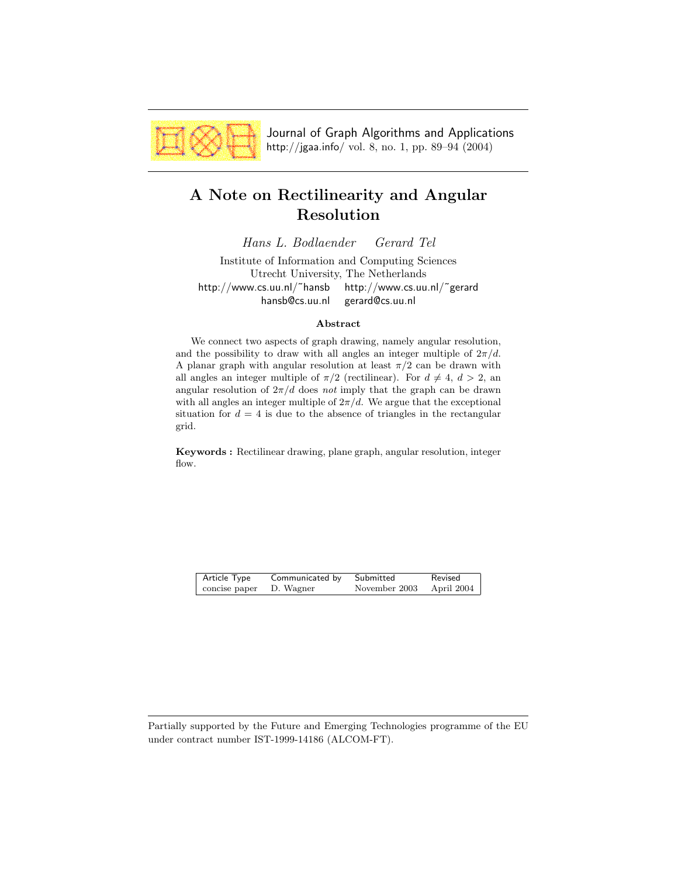Journal of Graph Algorithms and Applications
http://jgaa.info/ vol. 8, no. 1, pp. 89–94 (2004)

# A Note on Rectilinearity and Angular Resolution

*Hans L. Bodlaender* *Gerard Tel*

Institute of Information and Computing Sciences
Utrecht University, The Netherlands
http://www.cs.uu.nl/~hansb http://www.cs.uu.nl/~gerard
hansb@cs.uu.nl gerard@cs.uu.nl

### Abstract

We connect two aspects of graph drawing, namely angular resolution, and the possibility to draw with all angles an integer multiple of $2\pi/d$. A planar graph with angular resolution at least $\pi/2$ can be drawn with all angles an integer multiple of $\pi/2$ (rectilinear). For $d \neq 4$, $d > 2$, an angular resolution of $2\pi/d$ does *not* imply that the graph can be drawn with all angles an integer multiple of $2\pi/d$. We argue that the exceptional situation for $d = 4$ is due to the absence of triangles in the rectangular grid.

**Keywords :** Rectilinear drawing, plane graph, angular resolution, integer flow.

| Article Type | Communicated by | Submitted | Revised |
|---|---|---|---|
| concise paper | D. Wagner | November 2003 | April 2004 |

Partially supported by the Future and Emerging Technologies programme of the EU under contract number IST-1999-14186 (ALCOM-FT).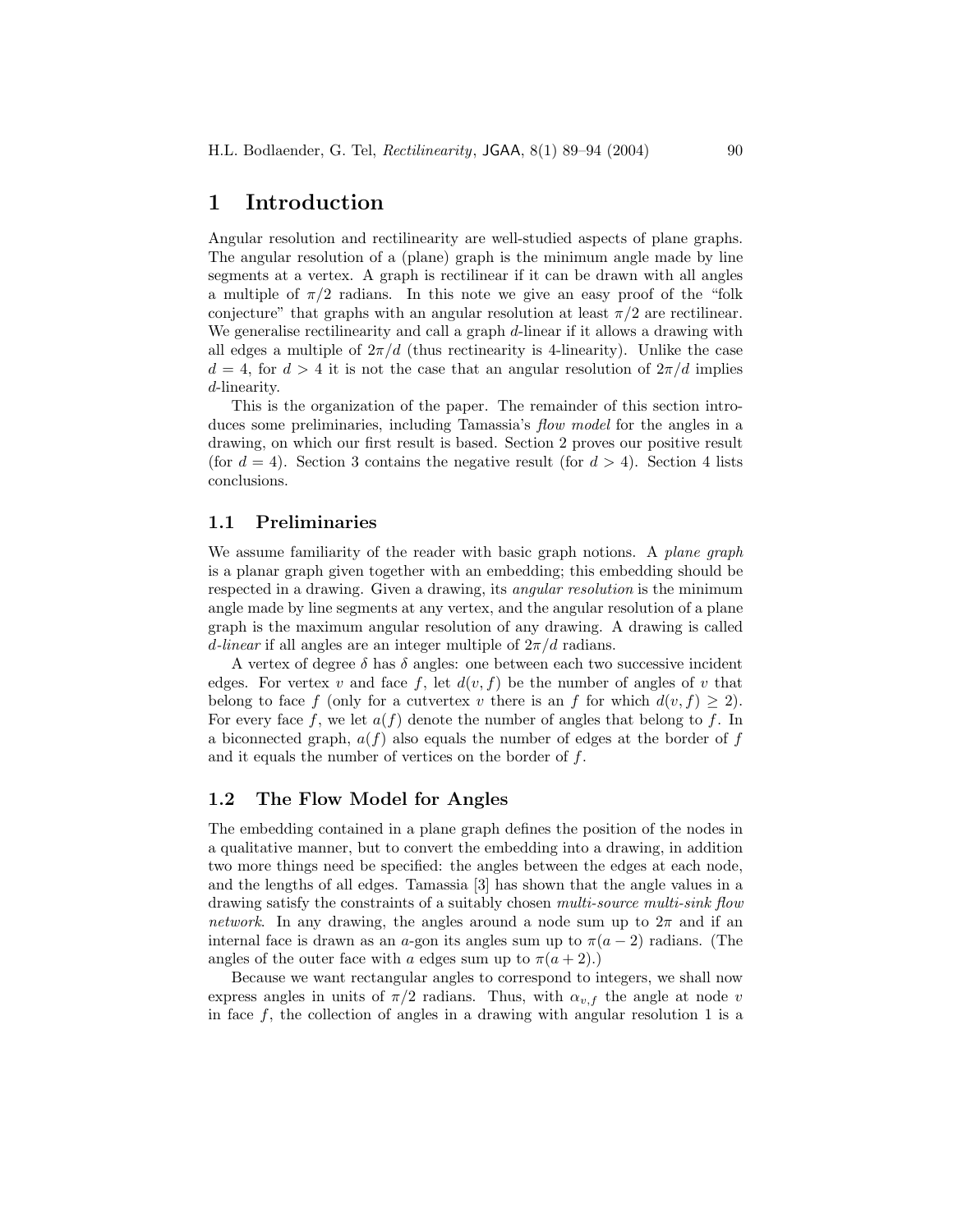# 1 Introduction

Angular resolution and rectilinearity are well-studied aspects of plane graphs. The angular resolution of a (plane) graph is the minimum angle made by line segments at a vertex. A graph is rectilinear if it can be drawn with all angles a multiple of $\pi/2$ radians. In this note we give an easy proof of the "folk conjecture" that graphs with an angular resolution at least $\pi/2$ are rectilinear. We generalise rectilinearity and call a graph $d$-linear if it allows a drawing with all edges a multiple of $2\pi/d$ (thus rectinearity is 4-linearity). Unlike the case $d = 4$, for $d > 4$ it is not the case that an angular resolution of $2\pi/d$ implies $d$-linearity.

This is the organization of the paper. The remainder of this section introduces some preliminaries, including Tamassia's *flow model* for the angles in a drawing, on which our first result is based. Section 2 proves our positive result (for $d = 4$). Section 3 contains the negative result (for $d > 4$). Section 4 lists conclusions.

## 1.1 Preliminaries

We assume familiarity of the reader with basic graph notions. A *plane graph* is a planar graph given together with an embedding; this embedding should be respected in a drawing. Given a drawing, its *angular resolution* is the minimum angle made by line segments at any vertex, and the angular resolution of a plane graph is the maximum angular resolution of any drawing. A drawing is called *d-linear* if all angles are an integer multiple of $2\pi/d$ radians.

A vertex of degree $\delta$ has $\delta$ angles: one between each two successive incident edges. For vertex $v$ and face $f$, let $d(v, f)$ be the number of angles of $v$ that belong to face $f$ (only for a cutvertex $v$ there is an $f$ for which $d(v, f) \geq 2$). For every face $f$, we let $a(f)$ denote the number of angles that belong to $f$. In a biconnected graph, $a(f)$ also equals the number of edges at the border of $f$ and it equals the number of vertices on the border of $f$.

## 1.2 The Flow Model for Angles

The embedding contained in a plane graph defines the position of the nodes in a qualitative manner, but to convert the embedding into a drawing, in addition two more things need be specified: the angles between the edges at each node, and the lengths of all edges. Tamassia [3] has shown that the angle values in a drawing satisfy the constraints of a suitably chosen *multi-source multi-sink flow network*. In any drawing, the angles around a node sum up to $2\pi$ and if an internal face is drawn as an $a$-gon its angles sum up to $\pi(a - 2)$ radians. (The angles of the outer face with $a$ edges sum up to $\pi(a + 2)$.)

Because we want rectangular angles to correspond to integers, we shall now express angles in units of $\pi/2$ radians. Thus, with $\alpha_{v,f}$ the angle at node $v$ in face $f$, the collection of angles in a drawing with angular resolution 1 is a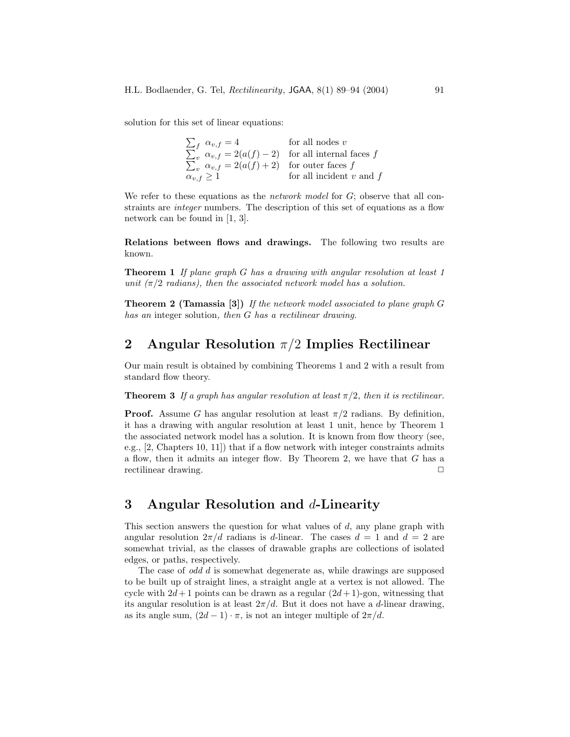solution for this set of linear equations:

$$
\begin{array}{ll}
\sum_f \alpha_{v,f} = 4 & \text{for all nodes } v \\
\sum_v \alpha_{v,f} = 2(a(f) - 2) & \text{for all internal faces } f \\
\sum_v \alpha_{v,f} = 2(a(f) + 2) & \text{for outer faces } f \\
\alpha_{v,f} \geq 1 & \text{for all incident } v \text{ and } f
\end{array}
$$

We refer to these equations as the *network model* for $G$; observe that all constraints are *integer* numbers. The description of this set of equations as a flow network can be found in [1, 3].

**Relations between flows and drawings.** The following two results are known.

**Theorem 1** *If plane graph $G$ has a drawing with angular resolution at least 1 unit ($\pi/2$ radians), then the associated network model has a solution.*

**Theorem 2 (Tamassia [3])** *If the network model associated to plane graph $G$ has an* integer solution*, then $G$ has a rectilinear drawing.*

## 2 Angular Resolution $\pi/2$ Implies Rectilinear

Our main result is obtained by combining Theorems 1 and 2 with a result from standard flow theory.

**Theorem 3** *If a graph has angular resolution at least $\pi/2$, then it is rectilinear.*

**Proof.** Assume $G$ has angular resolution at least $\pi/2$ radians. By definition, it has a drawing with angular resolution at least 1 unit, hence by Theorem 1 the associated network model has a solution. It is known from flow theory (see, e.g., [2, Chapters 10, 11]) that if a flow network with integer constraints admits a flow, then it admits an integer flow. By Theorem 2, we have that $G$ has a rectilinear drawing. □

## 3 Angular Resolution and $d$-Linearity

This section answers the question for what values of $d$, any plane graph with angular resolution $2\pi/d$ radians is $d$-linear. The cases $d = 1$ and $d = 2$ are somewhat trivial, as the classes of drawable graphs are collections of isolated edges, or paths, respectively.

The case of *odd $d$* is somewhat degenerate as, while drawings are supposed to be built up of straight lines, a straight angle at a vertex is not allowed. The cycle with $2d + 1$ points can be drawn as a regular $(2d + 1)$-gon, witnessing that its angular resolution is at least $2\pi/d$. But it does not have a $d$-linear drawing, as its angle sum, $(2d - 1) \cdot \pi$, is not an integer multiple of $2\pi/d$.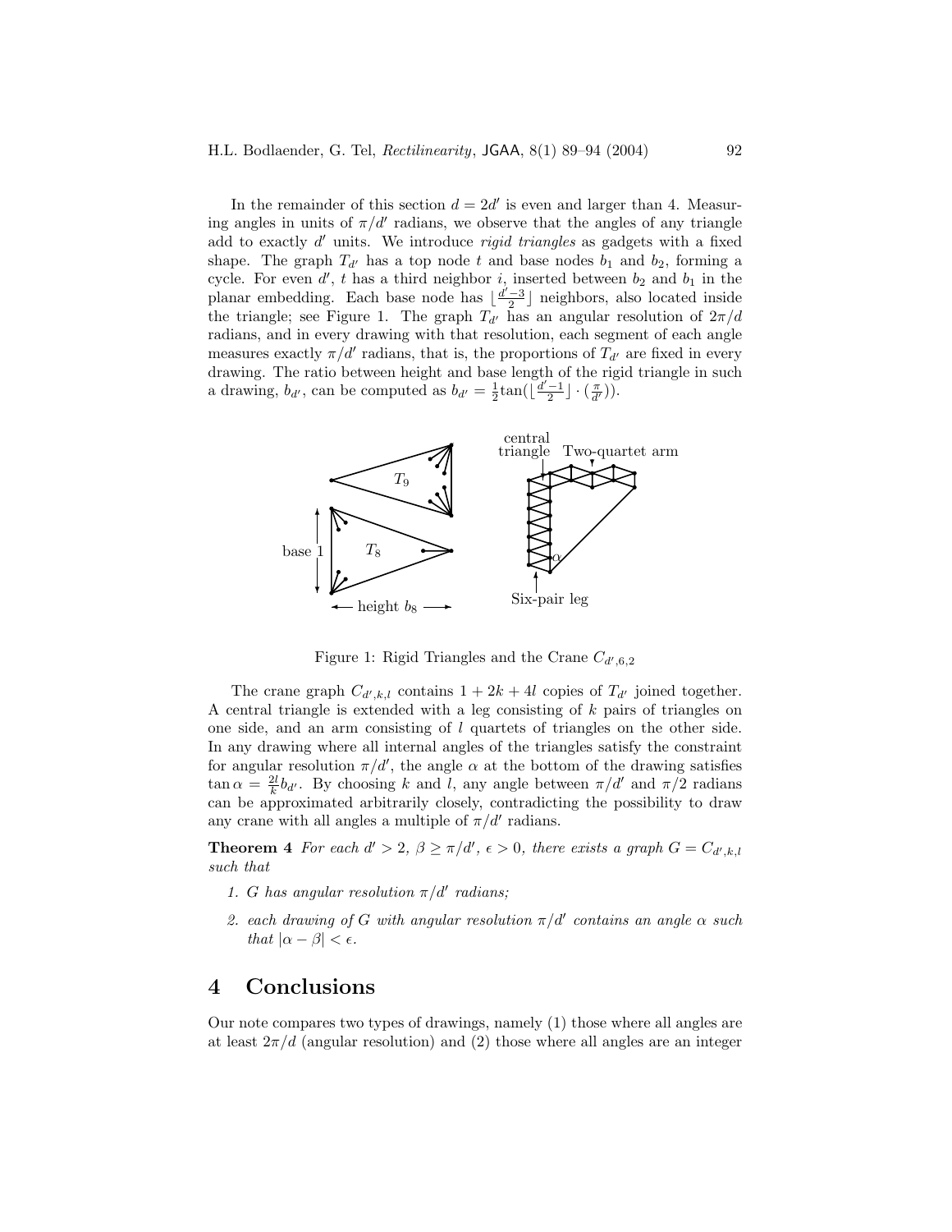In the remainder of this section $d = 2d'$ is even and larger than 4. Measuring angles in units of $\pi/d'$ radians, we observe that the angles of any triangle add to exactly $d'$ units. We introduce *rigid triangles* as gadgets with a fixed shape. The graph $T_{d'}$ has a top node $t$ and base nodes $b_1$ and $b_2$, forming a cycle. For even $d'$, $t$ has a third neighbor $i$, inserted between $b_2$ and $b_1$ in the planar embedding. Each base node has $\lfloor \frac{d'-3}{2} \rfloor$ neighbors, also located inside the triangle; see Figure 1. The graph $T_{d'}$ has an angular resolution of $2\pi/d$ radians, and in every drawing with that resolution, each segment of each angle measures exactly $\pi/d'$ radians, that is, the proportions of $T_{d'}$ are fixed in every drawing. The ratio between height and base length of the rigid triangle in such a drawing, $b_{d'}$, can be computed as $b_{d'} = \frac{1}{2}\tan(\lfloor \frac{d'-1}{2} \rfloor \cdot (\frac{\pi}{d'}))$.

Figure 1: Rigid Triangles and the Crane $C_{d',6,2}$

The crane graph $C_{d',k,l}$ contains $1 + 2k + 4l$ copies of $T_{d'}$ joined together. A central triangle is extended with a leg consisting of $k$ pairs of triangles on one side, and an arm consisting of $l$ quartets of triangles on the other side. In any drawing where all internal angles of the triangles satisfy the constraint for angular resolution $\pi/d'$, the angle $\alpha$ at the bottom of the drawing satisfies $\tan \alpha = \frac{2l}{k} b_{d'}$. By choosing $k$ and $l$, any angle between $\pi/d'$ and $\pi/2$ radians can be approximated arbitrarily closely, contradicting the possibility to draw any crane with all angles a multiple of $\pi/d'$ radians.

**Theorem 4** *For each $d' > 2$, $\beta \geq \pi/d'$, $\epsilon > 0$, there exists a graph $G = C_{d',k,l}$ such that*

1. *$G$ has angular resolution $\pi/d'$ radians;*
2. *each drawing of $G$ with angular resolution $\pi/d'$ contains an angle $\alpha$ such that $|\alpha - \beta| < \epsilon$.*

# 4 Conclusions

Our note compares two types of drawings, namely (1) those where all angles are at least $2\pi/d$ (angular resolution) and (2) those where all angles are an integer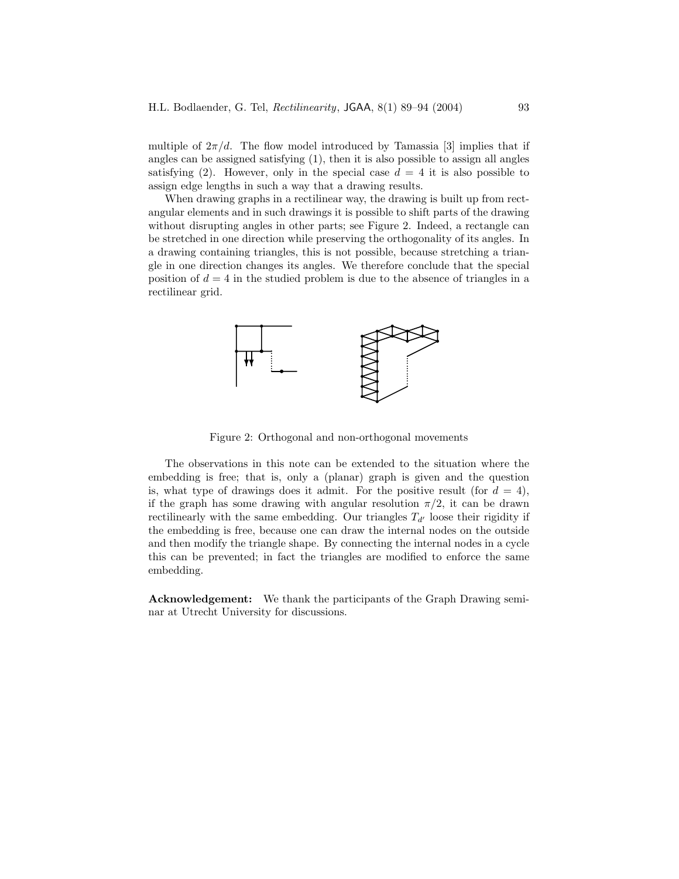multiple of $2\pi/d$. The flow model introduced by Tamassia [3] implies that if angles can be assigned satisfying (1), then it is also possible to assign all angles satisfying (2). However, only in the special case $d = 4$ it is also possible to assign edge lengths in such a way that a drawing results.

When drawing graphs in a rectilinear way, the drawing is built up from rectangular elements and in such drawings it is possible to shift parts of the drawing without disrupting angles in other parts; see Figure 2. Indeed, a rectangle can be stretched in one direction while preserving the orthogonality of its angles. In a drawing containing triangles, this is not possible, because stretching a triangle in one direction changes its angles. We therefore conclude that the special position of $d = 4$ in the studied problem is due to the absence of triangles in a rectilinear grid.

Figure 2: Orthogonal and non-orthogonal movements

The observations in this note can be extended to the situation where the embedding is free; that is, only a (planar) graph is given and the question is, what type of drawings does it admit. For the positive result (for $d = 4$), if the graph has some drawing with angular resolution $\pi/2$, it can be drawn rectilinearly with the same embedding. Our triangles $T_{d'}$ loose their rigidity if the embedding is free, because one can draw the internal nodes on the outside and then modify the triangle shape. By connecting the internal nodes in a cycle this can be prevented; in fact the triangles are modified to enforce the same embedding.

**Acknowledgement:** We thank the participants of the Graph Drawing seminar at Utrecht University for discussions.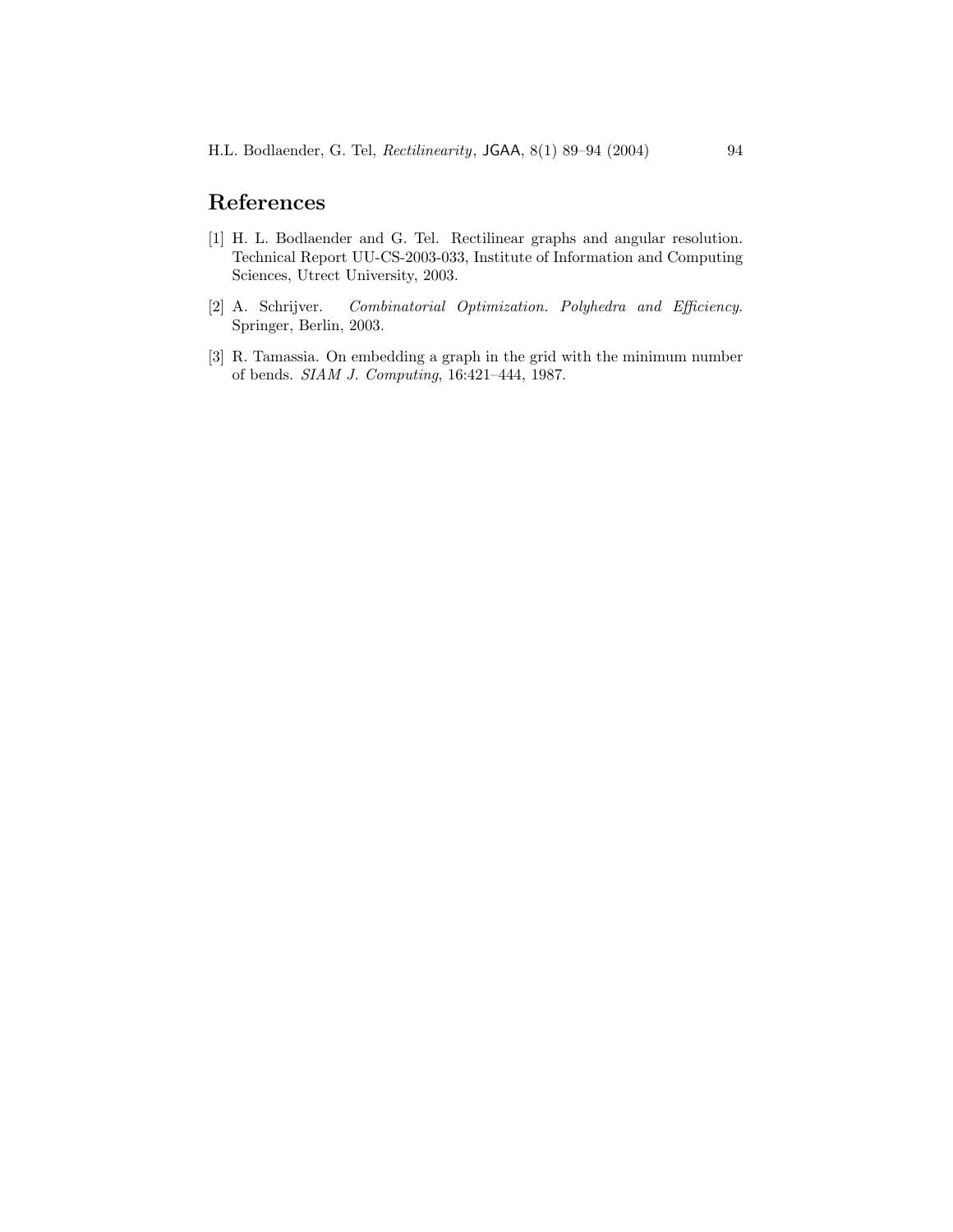## References

[1] H. L. Bodlaender and G. Tel. Rectilinear graphs and angular resolution. Technical Report UU-CS-2003-033, Institute of Information and Computing Sciences, Utrect University, 2003.

[2] A. Schrijver. *Combinatorial Optimization. Polyhedra and Efficiency.* Springer, Berlin, 2003.

[3] R. Tamassia. On embedding a graph in the grid with the minimum number of bends. *SIAM J. Computing*, 16:421–444, 1987.